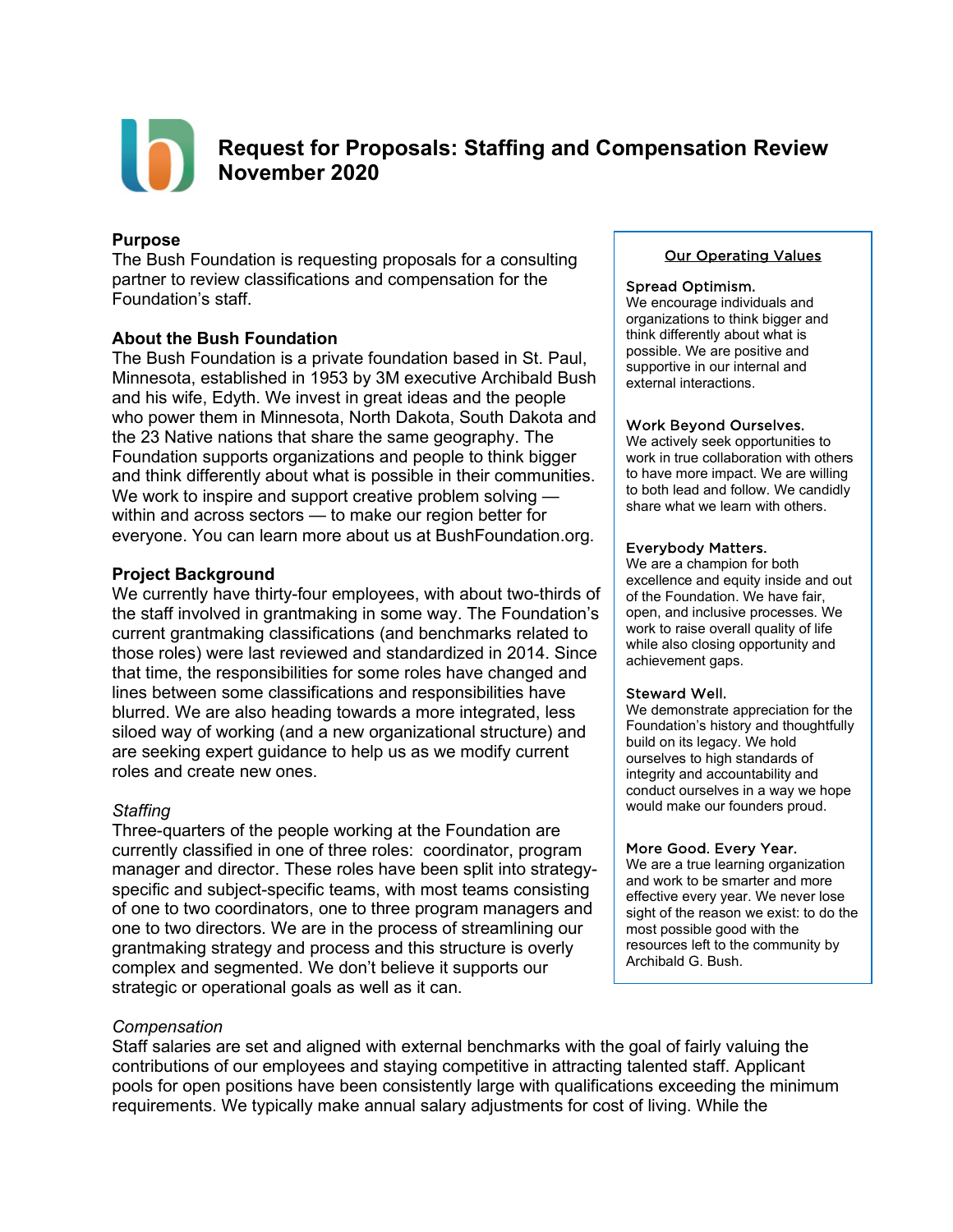# Request for Proposals: Staffing and Compensation Review November 2020

**Purpose**
The Bush Foundation is requesting proposals for a consulting partner to review classifications and compensation for the Foundation's staff.

**About the Bush Foundation**
The Bush Foundation is a private foundation based in St. Paul, Minnesota, established in 1953 by 3M executive Archibald Bush and his wife, Edyth. We invest in great ideas and the people who power them in Minnesota, North Dakota, South Dakota and the 23 Native nations that share the same geography. The Foundation supports organizations and people to think bigger and think differently about what is possible in their communities. We work to inspire and support creative problem solving — within and across sectors — to make our region better for everyone. You can learn more about us at BushFoundation.org.

**Project Background**
We currently have thirty-four employees, with about two-thirds of the staff involved in grantmaking in some way. The Foundation's current grantmaking classifications (and benchmarks related to those roles) were last reviewed and standardized in 2014. Since that time, the responsibilities for some roles have changed and lines between some classifications and responsibilities have blurred. We are also heading towards a more integrated, less siloed way of working (and a new organizational structure) and are seeking expert guidance to help us as we modify current roles and create new ones.

*Staffing*
Three-quarters of the people working at the Foundation are currently classified in one of three roles: coordinator, program manager and director. These roles have been split into strategy-specific and subject-specific teams, with most teams consisting of one to two coordinators, one to three program managers and one to two directors. We are in the process of streamlining our grantmaking strategy and process and this structure is overly complex and segmented. We don't believe it supports our strategic or operational goals as well as it can.

*Compensation*
Staff salaries are set and aligned with external benchmarks with the goal of fairly valuing the contributions of our employees and staying competitive in attracting talented staff. Applicant pools for open positions have been consistently large with qualifications exceeding the minimum requirements. We typically make annual salary adjustments for cost of living. While the

---

**Our Operating Values**

**Spread Optimism.**
We encourage individuals and organizations to think bigger and think differently about what is possible. We are positive and supportive in our internal and external interactions.

**Work Beyond Ourselves.**
We actively seek opportunities to work in true collaboration with others to have more impact. We are willing to both lead and follow. We candidly share what we learn with others.

**Everybody Matters.**
We are a champion for both excellence and equity inside and out of the Foundation. We have fair, open, and inclusive processes. We work to raise overall quality of life while also closing opportunity and achievement gaps.

**Steward Well.**
We demonstrate appreciation for the Foundation's history and thoughtfully build on its legacy. We hold ourselves to high standards of integrity and accountability and conduct ourselves in a way we hope would make our founders proud.

**More Good. Every Year.**
We are a true learning organization and work to be smarter and more effective every year. We never lose sight of the reason we exist: to do the most possible good with the resources left to the community by Archibald G. Bush.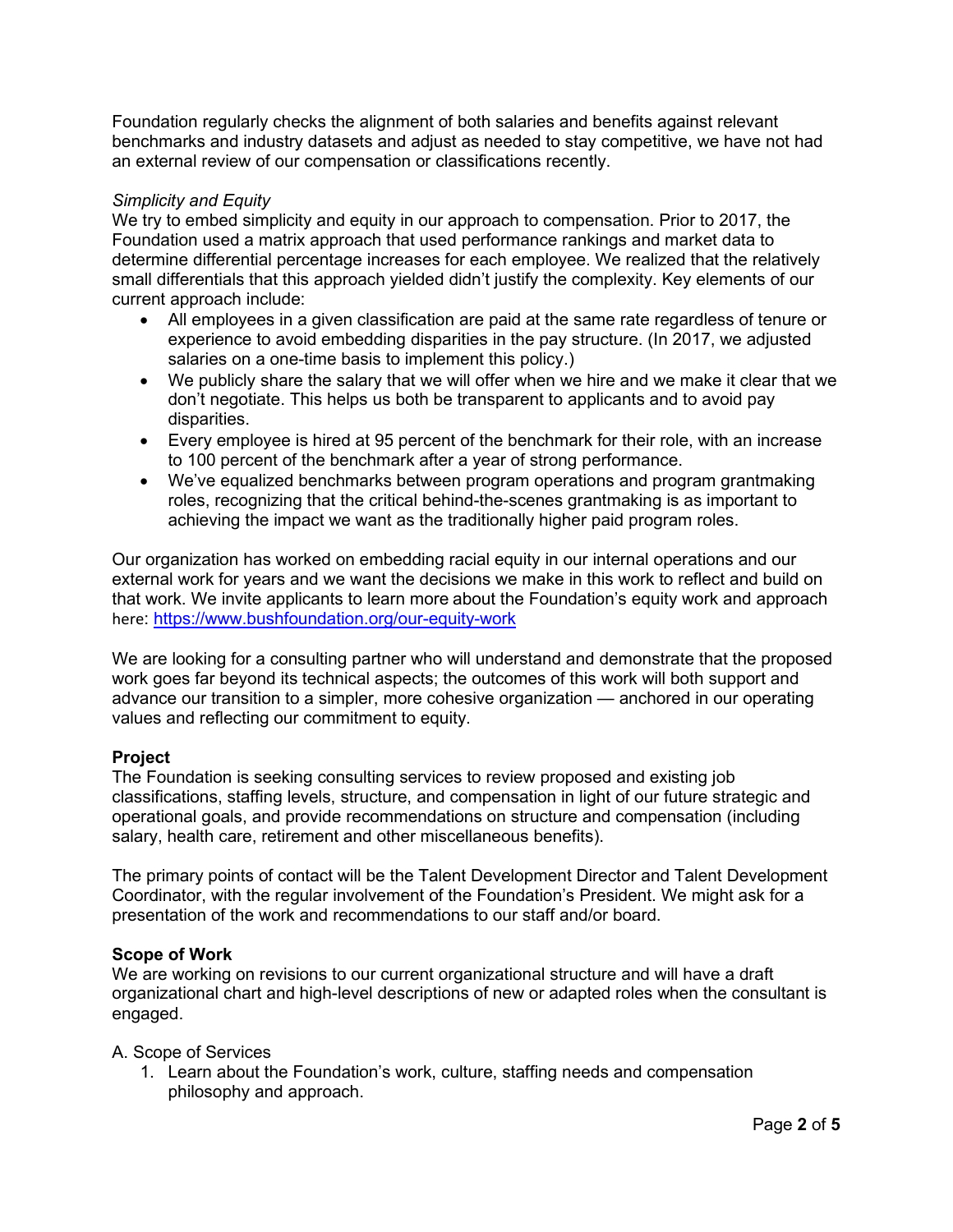Foundation regularly checks the alignment of both salaries and benefits against relevant benchmarks and industry datasets and adjust as needed to stay competitive, we have not had an external review of our compensation or classifications recently.

*Simplicity and Equity*

We try to embed simplicity and equity in our approach to compensation. Prior to 2017, the Foundation used a matrix approach that used performance rankings and market data to determine differential percentage increases for each employee. We realized that the relatively small differentials that this approach yielded didn't justify the complexity. Key elements of our current approach include:

- All employees in a given classification are paid at the same rate regardless of tenure or experience to avoid embedding disparities in the pay structure. (In 2017, we adjusted salaries on a one-time basis to implement this policy.)
- We publicly share the salary that we will offer when we hire and we make it clear that we don't negotiate. This helps us both be transparent to applicants and to avoid pay disparities.
- Every employee is hired at 95 percent of the benchmark for their role, with an increase to 100 percent of the benchmark after a year of strong performance.
- We've equalized benchmarks between program operations and program grantmaking roles, recognizing that the critical behind-the-scenes grantmaking is as important to achieving the impact we want as the traditionally higher paid program roles.

Our organization has worked on embedding racial equity in our internal operations and our external work for years and we want the decisions we make in this work to reflect and build on that work. We invite applicants to learn more about the Foundation's equity work and approach here: https://www.bushfoundation.org/our-equity-work

We are looking for a consulting partner who will understand and demonstrate that the proposed work goes far beyond its technical aspects; the outcomes of this work will both support and advance our transition to a simpler, more cohesive organization — anchored in our operating values and reflecting our commitment to equity.

## Project

The Foundation is seeking consulting services to review proposed and existing job classifications, staffing levels, structure, and compensation in light of our future strategic and operational goals, and provide recommendations on structure and compensation (including salary, health care, retirement and other miscellaneous benefits).

The primary points of contact will be the Talent Development Director and Talent Development Coordinator, with the regular involvement of the Foundation's President. We might ask for a presentation of the work and recommendations to our staff and/or board.

## Scope of Work

We are working on revisions to our current organizational structure and will have a draft organizational chart and high-level descriptions of new or adapted roles when the consultant is engaged.

A. Scope of Services

1. Learn about the Foundation's work, culture, staffing needs and compensation philosophy and approach.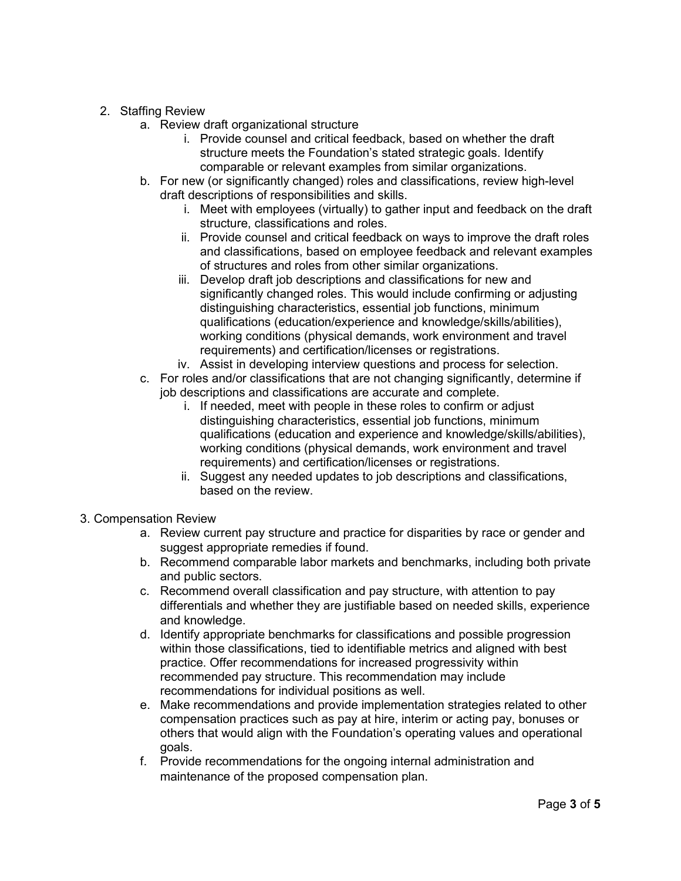2. Staffing Review
    a. Review draft organizational structure
        i. Provide counsel and critical feedback, based on whether the draft structure meets the Foundation's stated strategic goals. Identify comparable or relevant examples from similar organizations.
    b. For new (or significantly changed) roles and classifications, review high-level draft descriptions of responsibilities and skills.
        i. Meet with employees (virtually) to gather input and feedback on the draft structure, classifications and roles.
        ii. Provide counsel and critical feedback on ways to improve the draft roles and classifications, based on employee feedback and relevant examples of structures and roles from other similar organizations.
        iii. Develop draft job descriptions and classifications for new and significantly changed roles. This would include confirming or adjusting distinguishing characteristics, essential job functions, minimum qualifications (education/experience and knowledge/skills/abilities), working conditions (physical demands, work environment and travel requirements) and certification/licenses or registrations.
        iv. Assist in developing interview questions and process for selection.
    c. For roles and/or classifications that are not changing significantly, determine if job descriptions and classifications are accurate and complete.
        i. If needed, meet with people in these roles to confirm or adjust distinguishing characteristics, essential job functions, minimum qualifications (education and experience and knowledge/skills/abilities), working conditions (physical demands, work environment and travel requirements) and certification/licenses or registrations.
        ii. Suggest any needed updates to job descriptions and classifications, based on the review.

3. Compensation Review
    a. Review current pay structure and practice for disparities by race or gender and suggest appropriate remedies if found.
    b. Recommend comparable labor markets and benchmarks, including both private and public sectors.
    c. Recommend overall classification and pay structure, with attention to pay differentials and whether they are justifiable based on needed skills, experience and knowledge.
    d. Identify appropriate benchmarks for classifications and possible progression within those classifications, tied to identifiable metrics and aligned with best practice. Offer recommendations for increased progressivity within recommended pay structure. This recommendation may include recommendations for individual positions as well.
    e. Make recommendations and provide implementation strategies related to other compensation practices such as pay at hire, interim or acting pay, bonuses or others that would align with the Foundation's operating values and operational goals.
    f. Provide recommendations for the ongoing internal administration and maintenance of the proposed compensation plan.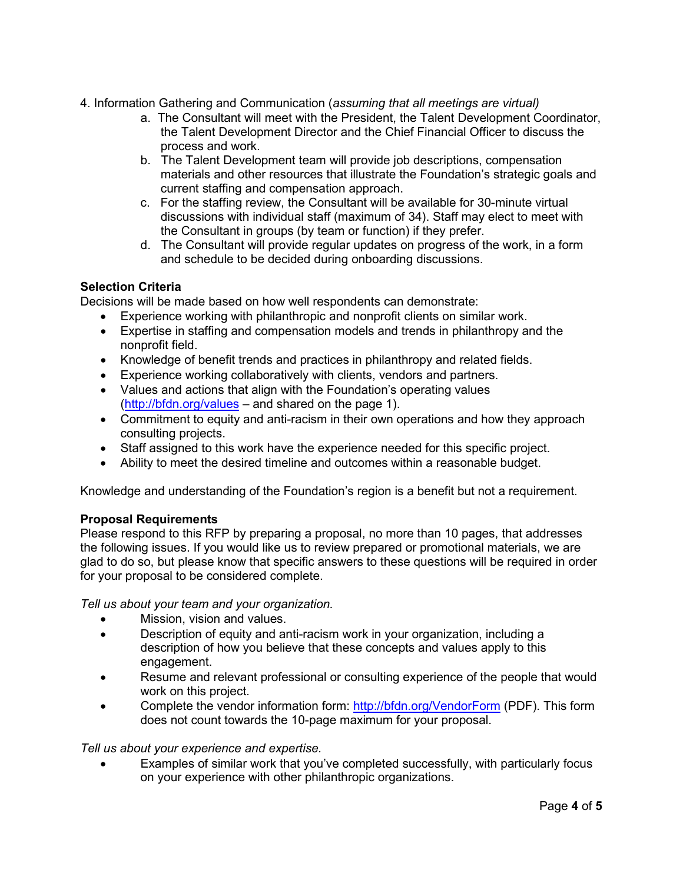4. Information Gathering and Communication (*assuming that all meetings are virtual)*
    a. The Consultant will meet with the President, the Talent Development Coordinator, the Talent Development Director and the Chief Financial Officer to discuss the process and work.
    b. The Talent Development team will provide job descriptions, compensation materials and other resources that illustrate the Foundation's strategic goals and current staffing and compensation approach.
    c. For the staffing review, the Consultant will be available for 30-minute virtual discussions with individual staff (maximum of 34). Staff may elect to meet with the Consultant in groups (by team or function) if they prefer.
    d. The Consultant will provide regular updates on progress of the work, in a form and schedule to be decided during onboarding discussions.

**Selection Criteria**

Decisions will be made based on how well respondents can demonstrate:

- Experience working with philanthropic and nonprofit clients on similar work.
- Expertise in staffing and compensation models and trends in philanthropy and the nonprofit field.
- Knowledge of benefit trends and practices in philanthropy and related fields.
- Experience working collaboratively with clients, vendors and partners.
- Values and actions that align with the Foundation's operating values (http://bfdn.org/values – and shared on the page 1).
- Commitment to equity and anti-racism in their own operations and how they approach consulting projects.
- Staff assigned to this work have the experience needed for this specific project.
- Ability to meet the desired timeline and outcomes within a reasonable budget.

Knowledge and understanding of the Foundation's region is a benefit but not a requirement.

**Proposal Requirements**

Please respond to this RFP by preparing a proposal, no more than 10 pages, that addresses the following issues. If you would like us to review prepared or promotional materials, we are glad to do so, but please know that specific answers to these questions will be required in order for your proposal to be considered complete.

*Tell us about your team and your organization.*

- Mission, vision and values.
- Description of equity and anti-racism work in your organization, including a description of how you believe that these concepts and values apply to this engagement.
- Resume and relevant professional or consulting experience of the people that would work on this project.
- Complete the vendor information form: http://bfdn.org/VendorForm (PDF). This form does not count towards the 10-page maximum for your proposal.

*Tell us about your experience and expertise.*

- Examples of similar work that you've completed successfully, with particularly focus on your experience with other philanthropic organizations.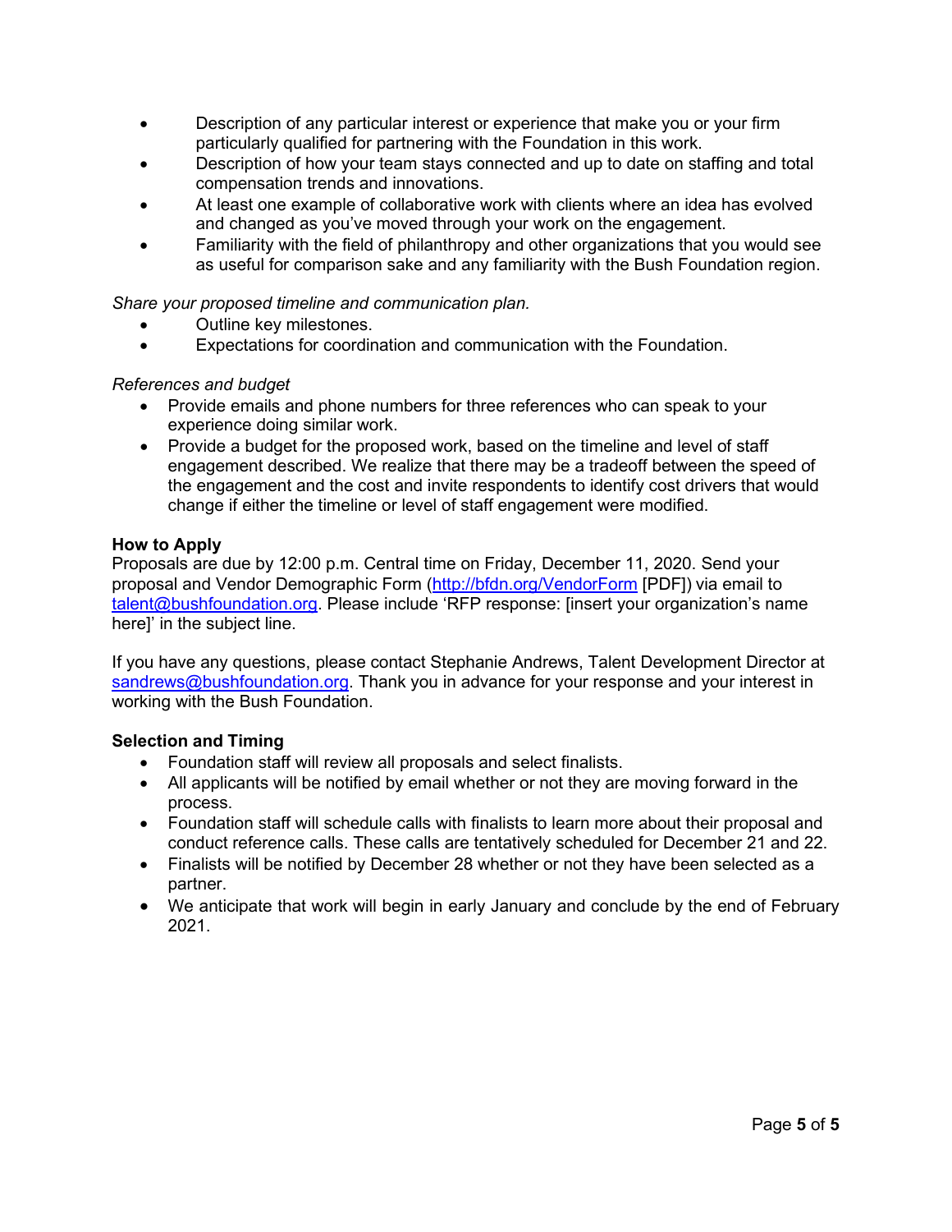- Description of any particular interest or experience that make you or your firm particularly qualified for partnering with the Foundation in this work.
- Description of how your team stays connected and up to date on staffing and total compensation trends and innovations.
- At least one example of collaborative work with clients where an idea has evolved and changed as you've moved through your work on the engagement.
- Familiarity with the field of philanthropy and other organizations that you would see as useful for comparison sake and any familiarity with the Bush Foundation region.

*Share your proposed timeline and communication plan.*

- Outline key milestones.
- Expectations for coordination and communication with the Foundation.

*References and budget*

- Provide emails and phone numbers for three references who can speak to your experience doing similar work.
- Provide a budget for the proposed work, based on the timeline and level of staff engagement described. We realize that there may be a tradeoff between the speed of the engagement and the cost and invite respondents to identify cost drivers that would change if either the timeline or level of staff engagement were modified.

**How to Apply**

Proposals are due by 12:00 p.m. Central time on Friday, December 11, 2020. Send your proposal and Vendor Demographic Form (http://bfdn.org/VendorForm [PDF]) via email to talent@bushfoundation.org. Please include 'RFP response: [insert your organization's name here]' in the subject line.

If you have any questions, please contact Stephanie Andrews, Talent Development Director at sandrews@bushfoundation.org. Thank you in advance for your response and your interest in working with the Bush Foundation.

**Selection and Timing**

- Foundation staff will review all proposals and select finalists.
- All applicants will be notified by email whether or not they are moving forward in the process.
- Foundation staff will schedule calls with finalists to learn more about their proposal and conduct reference calls. These calls are tentatively scheduled for December 21 and 22.
- Finalists will be notified by December 28 whether or not they have been selected as a partner.
- We anticipate that work will begin in early January and conclude by the end of February 2021.